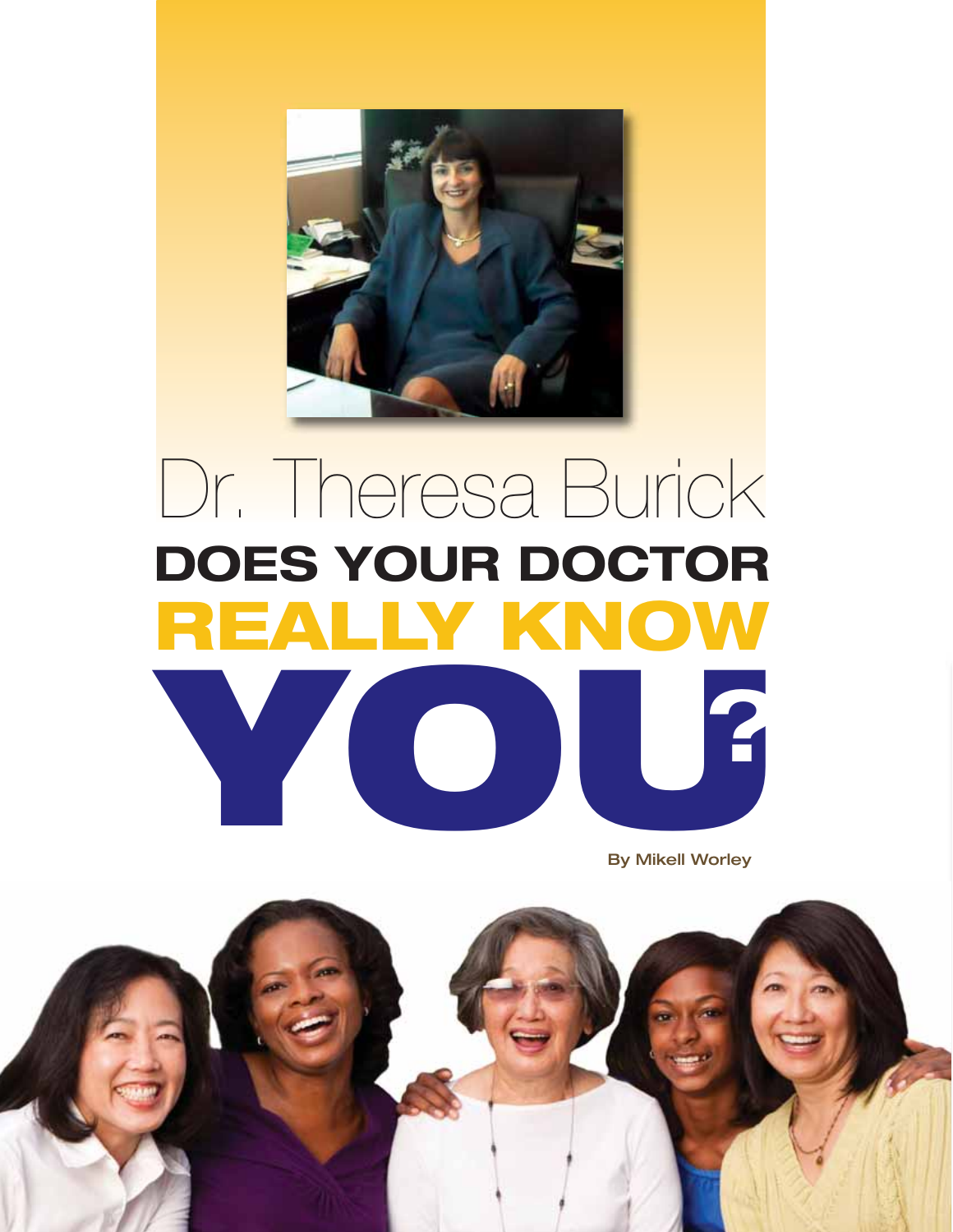# Dr. Theresa Burick

# DOES YOUR DOCTOR REALLY KNOW YOU?

By Mikell Worley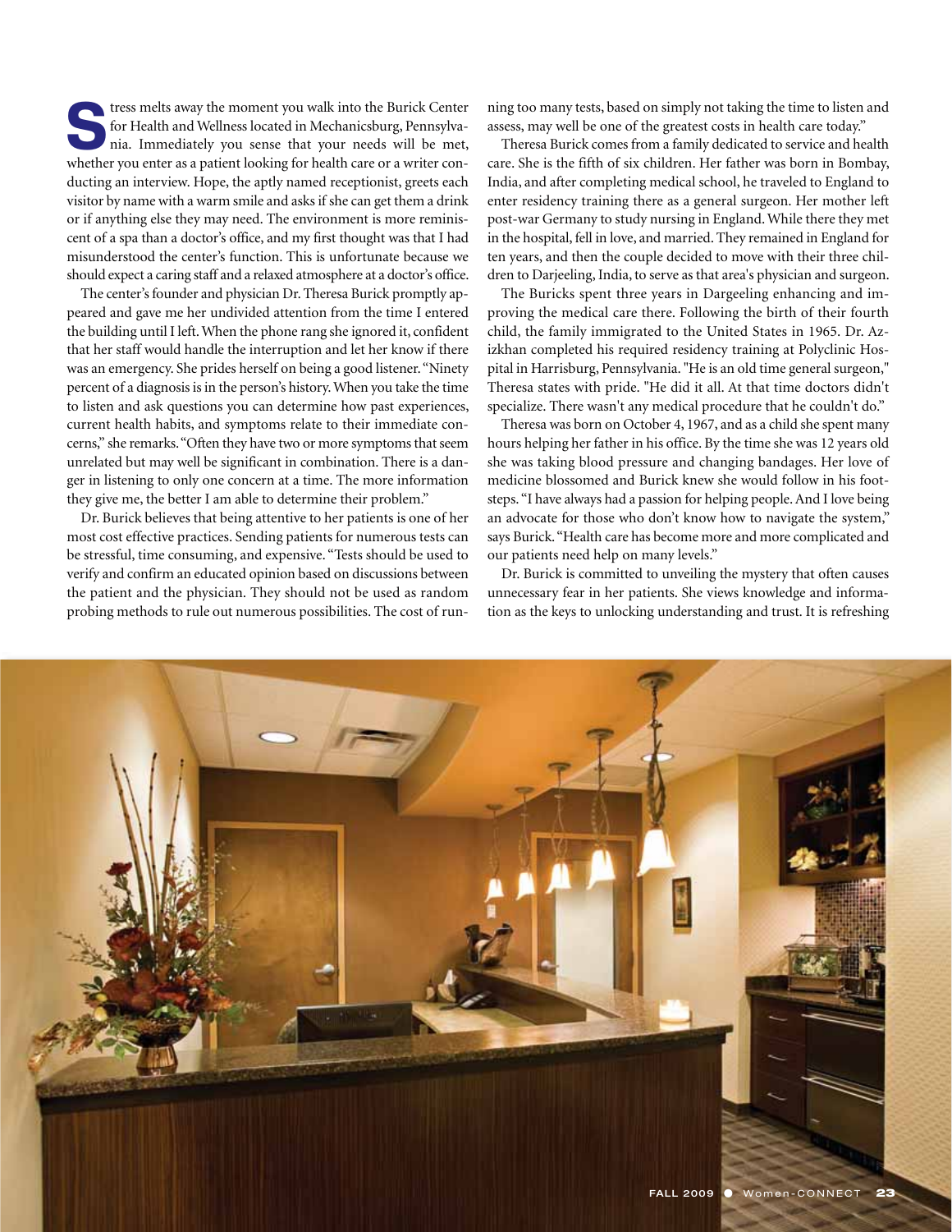Stress melts away the moment you walk into the Burick Center for Health and Wellness located in Mechanicsburg, Pennsylvania. Immediately you sense that your needs will be met, whether you enter as a patient looking for health care or a writer conducting an interview. Hope, the aptly named receptionist, greets each visitor by name with a warm smile and asks if she can get them a drink or if anything else they may need. The environment is more reminiscent of a spa than a doctor's office, and my first thought was that I had misunderstood the center's function. This is unfortunate because we should expect a caring staff and a relaxed atmosphere at a doctor's office.

The center's founder and physician Dr. Theresa Burick promptly appeared and gave me her undivided attention from the time I entered the building until I left. When the phone rang she ignored it, confident that her staff would handle the interruption and let her know if there was an emergency. She prides herself on being a good listener. "Ninety percent of a diagnosis is in the person's history. When you take the time to listen and ask questions you can determine how past experiences, current health habits, and symptoms relate to their immediate concerns," she remarks. "Often they have two or more symptoms that seem unrelated but may well be significant in combination. There is a danger in listening to only one concern at a time. The more information they give me, the better I am able to determine their problem."

Dr. Burick believes that being attentive to her patients is one of her most cost effective practices. Sending patients for numerous tests can be stressful, time consuming, and expensive. "Tests should be used to verify and confirm an educated opinion based on discussions between the patient and the physician. They should not be used as random probing methods to rule out numerous possibilities. The cost of running too many tests, based on simply not taking the time to listen and assess, may well be one of the greatest costs in health care today."

Theresa Burick comes from a family dedicated to service and health care. She is the fifth of six children. Her father was born in Bombay, India, and after completing medical school, he traveled to England to enter residency training there as a general surgeon. Her mother left post-war Germany to study nursing in England. While there they met in the hospital, fell in love, and married. They remained in England for ten years, and then the couple decided to move with their three children to Darjeeling, India, to serve as that area's physician and surgeon.

The Buricks spent three years in Dargeeling enhancing and improving the medical care there. Following the birth of their fourth child, the family immigrated to the United States in 1965. Dr. Azizkhan completed his required residency training at Polyclinic Hospital in Harrisburg, Pennsylvania. "He is an old time general surgeon," Theresa states with pride. "He did it all. At that time doctors didn't specialize. There wasn't any medical procedure that he couldn't do."

Theresa was born on October 4, 1967, and as a child she spent many hours helping her father in his office. By the time she was 12 years old she was taking blood pressure and changing bandages. Her love of medicine blossomed and Burick knew she would follow in his footsteps. "I have always had a passion for helping people. And I love being an advocate for those who don't know how to navigate the system," says Burick. "Health care has become more and more complicated and our patients need help on many levels."

Dr. Burick is committed to unveiling the mystery that often causes unnecessary fear in her patients. She views knowledge and information as the keys to unlocking understanding and trust. It is refreshing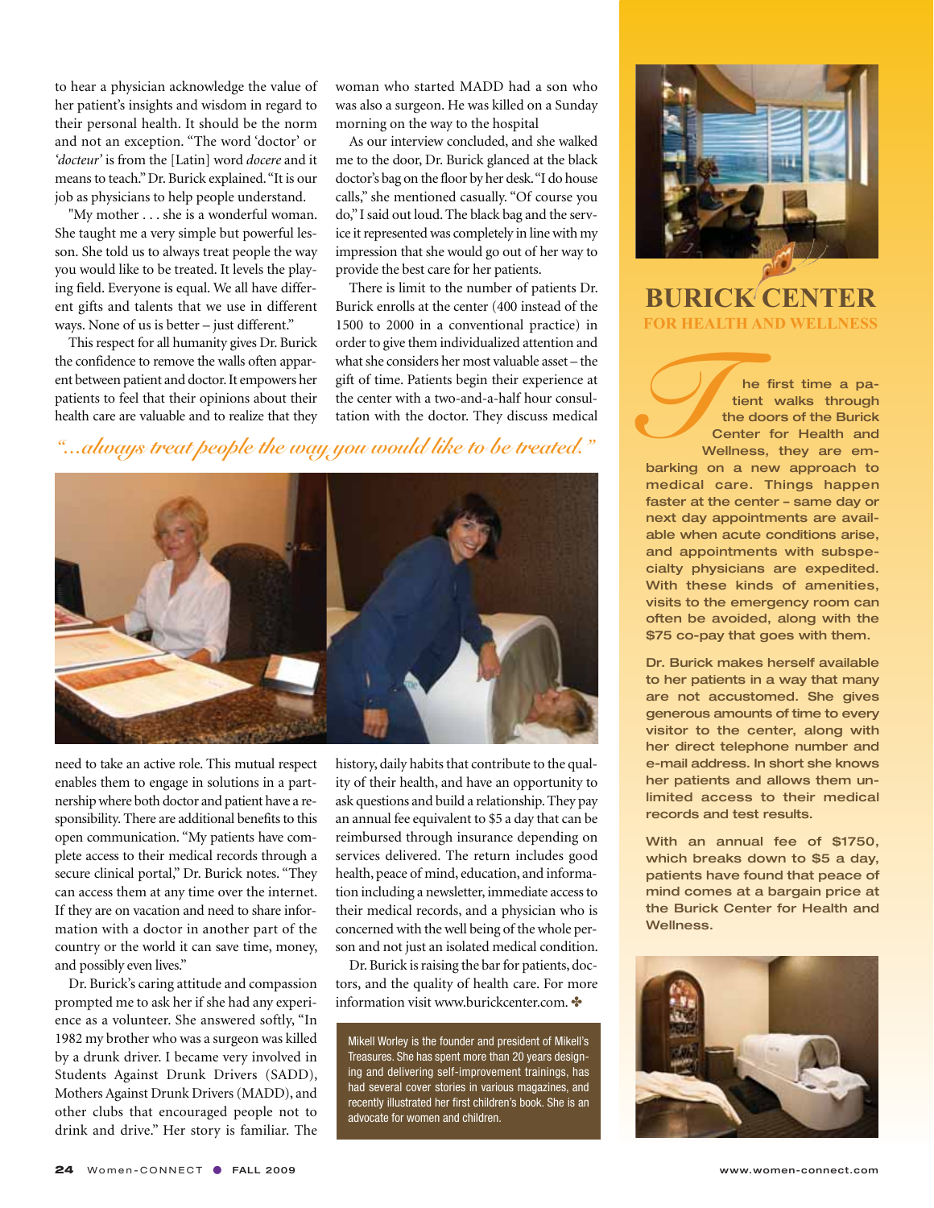to hear a physician acknowledge the value of her patient's insights and wisdom in regard to their personal health. It should be the norm and not an exception. "The word 'doctor' or *'docteur'* is from the [Latin] word *docere* and it means to teach." Dr. Burick explained. "It is our job as physicians to help people understand.

"My mother . . . she is a wonderful woman. She taught me a very simple but powerful lesson. She told us to always treat people the way you would like to be treated. It levels the playing field. Everyone is equal. We all have different gifts and talents that we use in different ways. None of us is better – just different."

This respect for all humanity gives Dr. Burick the confidence to remove the walls often apparent between patient and doctor. It empowers her patients to feel that their opinions about their health care are valuable and to realize that they need to take an active role. This mutual respect enables them to engage in solutions in a partnership where both doctor and patient have a responsibility. There are additional benefits to this open communication. "My patients have complete access to their medical records through a secure clinical portal," Dr. Burick notes. "They can access them at any time over the internet. If they are on vacation and need to share information with a doctor in another part of the country or the world it can save time, money, and possibly even lives."

Dr. Burick's caring attitude and compassion prompted me to ask her if she had any experience as a volunteer. She answered softly, "In 1982 my brother who was a surgeon was killed by a drunk driver. I became very involved in Students Against Drunk Drivers (SADD), Mothers Against Drunk Drivers (MADD), and other clubs that encouraged people not to drink and drive." Her story is familiar. The woman who started MADD had a son who was also a surgeon. He was killed on a Sunday morning on the way to the hospital

As our interview concluded, and she walked me to the door, Dr. Burick glanced at the black doctor's bag on the floor by her desk. "I do house calls," she mentioned casually. "Of course you do," I said out loud. The black bag and the service it represented was completely in line with my impression that she would go out of her way to provide the best care for her patients.

There is limit to the number of patients Dr. Burick enrolls at the center (400 instead of the 1500 to 2000 in a conventional practice) in order to give them individualized attention and what she considers her most valuable asset – the gift of time. Patients begin their experience at the center with a two-and-a-half hour consultation with the doctor. They discuss medical history, daily habits that contribute to the quality of their health, and have an opportunity to ask questions and build a relationship. They pay an annual fee equivalent to $5 a day that can be reimbursed through insurance depending on services delivered. The return includes good health, peace of mind, education, and information including a newsletter, immediate access to their medical records, and a physician who is concerned with the well being of the whole person and not just an isolated medical condition.

Dr. Burick is raising the bar for patients, doctors, and the quality of health care. For more information visit www.burickcenter.com. ✤

*"...always treat people the way you would like to be treated."*

Mikell Worley is the founder and president of Mikell's Treasures. She has spent more than 20 years designing and delivering self-improvement trainings, has had several cover stories in various magazines, and recently illustrated her first children's book. She is an advocate for women and children.

## BURICK CENTER
### FOR HEALTH AND WELLNESS

**The first time a patient walks through the doors of the Burick Center for Health and Wellness, they are embarking on a new approach to medical care. Things happen faster at the center – same day or next day appointments are available when acute conditions arise, and appointments with subspecialty physicians are expedited. With these kinds of amenities, visits to the emergency room can often be avoided, along with the $75 co-pay that goes with them.**

**Dr. Burick makes herself available to her patients in a way that many are not accustomed. She gives generous amounts of time to every visitor to the center, along with her direct telephone number and e-mail address. In short she knows her patients and allows them unlimited access to their medical records and test results.**

**With an annual fee of $1750, which breaks down to $5 a day, patients have found that peace of mind comes at a bargain price at the Burick Center for Health and Wellness.**